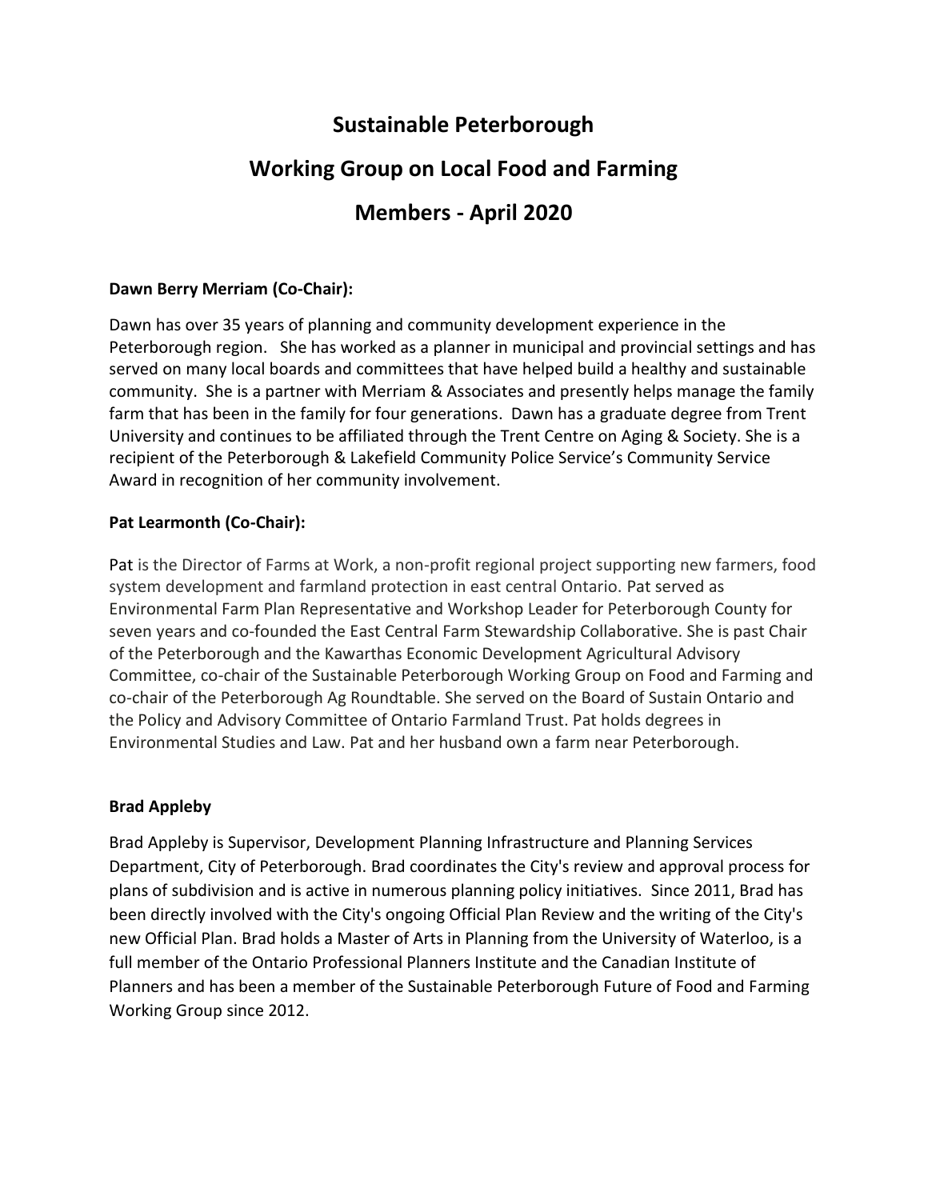# Sustainable Peterborough

## Working Group on Local Food and Farming

## Members - April 2020

**Dawn Berry Merriam (Co-Chair):**

Dawn has over 35 years of planning and community development experience in the Peterborough region. She has worked as a planner in municipal and provincial settings and has served on many local boards and committees that have helped build a healthy and sustainable community. She is a partner with Merriam & Associates and presently helps manage the family farm that has been in the family for four generations. Dawn has a graduate degree from Trent University and continues to be affiliated through the Trent Centre on Aging & Society. She is a recipient of the Peterborough & Lakefield Community Police Service's Community Service Award in recognition of her community involvement.

**Pat Learmonth (Co-Chair):**

Pat is the Director of Farms at Work, a non-profit regional project supporting new farmers, food system development and farmland protection in east central Ontario. Pat served as Environmental Farm Plan Representative and Workshop Leader for Peterborough County for seven years and co-founded the East Central Farm Stewardship Collaborative. She is past Chair of the Peterborough and the Kawarthas Economic Development Agricultural Advisory Committee, co-chair of the Sustainable Peterborough Working Group on Food and Farming and co-chair of the Peterborough Ag Roundtable. She served on the Board of Sustain Ontario and the Policy and Advisory Committee of Ontario Farmland Trust. Pat holds degrees in Environmental Studies and Law. Pat and her husband own a farm near Peterborough.

**Brad Appleby**

Brad Appleby is Supervisor, Development Planning Infrastructure and Planning Services Department, City of Peterborough. Brad coordinates the City's review and approval process for plans of subdivision and is active in numerous planning policy initiatives. Since 2011, Brad has been directly involved with the City's ongoing Official Plan Review and the writing of the City's new Official Plan. Brad holds a Master of Arts in Planning from the University of Waterloo, is a full member of the Ontario Professional Planners Institute and the Canadian Institute of Planners and has been a member of the Sustainable Peterborough Future of Food and Farming Working Group since 2012.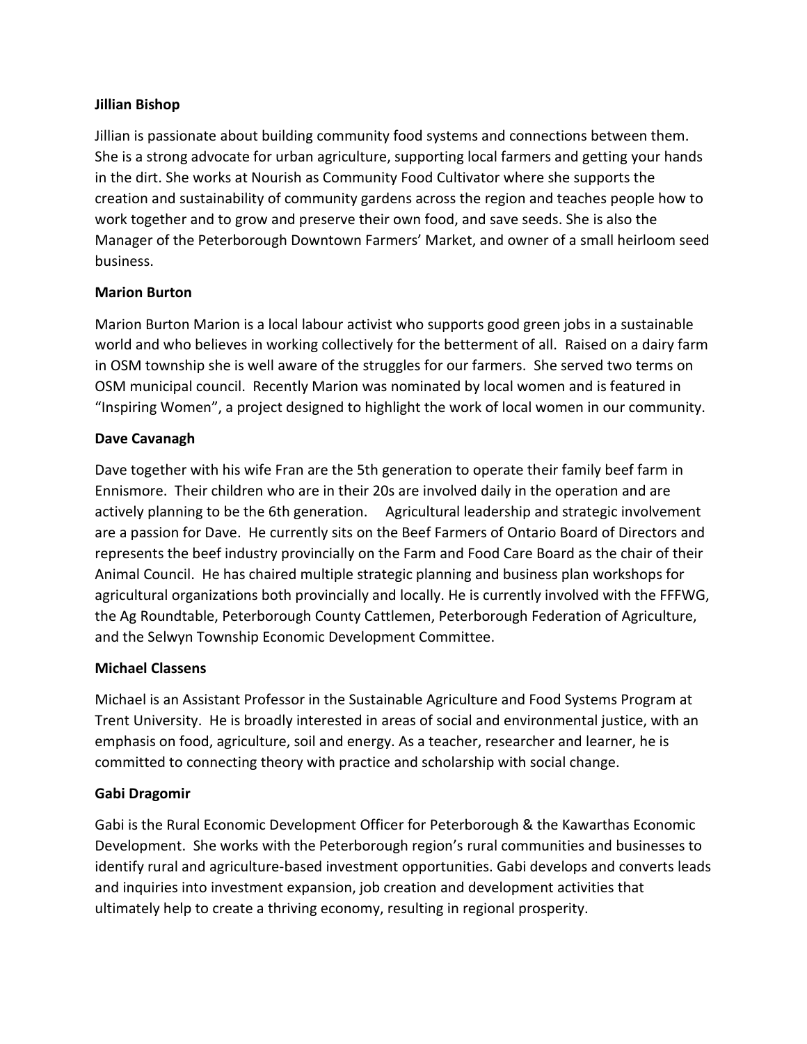**Jillian Bishop**

Jillian is passionate about building community food systems and connections between them. She is a strong advocate for urban agriculture, supporting local farmers and getting your hands in the dirt. She works at Nourish as Community Food Cultivator where she supports the creation and sustainability of community gardens across the region and teaches people how to work together and to grow and preserve their own food, and save seeds. She is also the Manager of the Peterborough Downtown Farmers' Market, and owner of a small heirloom seed business.

**Marion Burton**

Marion Burton Marion is a local labour activist who supports good green jobs in a sustainable world and who believes in working collectively for the betterment of all. Raised on a dairy farm in OSM township she is well aware of the struggles for our farmers. She served two terms on OSM municipal council. Recently Marion was nominated by local women and is featured in "Inspiring Women", a project designed to highlight the work of local women in our community.

**Dave Cavanagh**

Dave together with his wife Fran are the 5th generation to operate their family beef farm in Ennismore. Their children who are in their 20s are involved daily in the operation and are actively planning to be the 6th generation. Agricultural leadership and strategic involvement are a passion for Dave. He currently sits on the Beef Farmers of Ontario Board of Directors and represents the beef industry provincially on the Farm and Food Care Board as the chair of their Animal Council. He has chaired multiple strategic planning and business plan workshops for agricultural organizations both provincially and locally. He is currently involved with the FFFWG, the Ag Roundtable, Peterborough County Cattlemen, Peterborough Federation of Agriculture, and the Selwyn Township Economic Development Committee.

**Michael Classens**

Michael is an Assistant Professor in the Sustainable Agriculture and Food Systems Program at Trent University. He is broadly interested in areas of social and environmental justice, with an emphasis on food, agriculture, soil and energy. As a teacher, researcher and learner, he is committed to connecting theory with practice and scholarship with social change.

**Gabi Dragomir**

Gabi is the Rural Economic Development Officer for Peterborough & the Kawarthas Economic Development. She works with the Peterborough region's rural communities and businesses to identify rural and agriculture-based investment opportunities. Gabi develops and converts leads and inquiries into investment expansion, job creation and development activities that ultimately help to create a thriving economy, resulting in regional prosperity.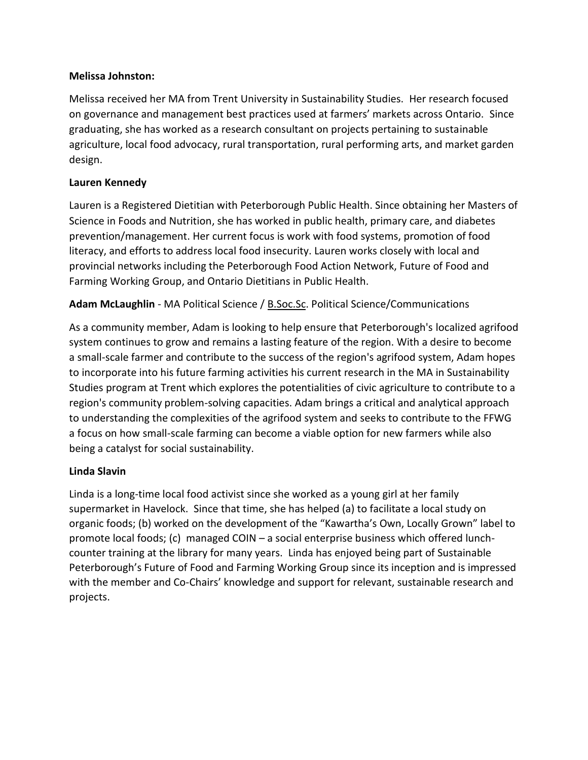**Melissa Johnston:**

Melissa received her MA from Trent University in Sustainability Studies. Her research focused on governance and management best practices used at farmers' markets across Ontario. Since graduating, she has worked as a research consultant on projects pertaining to sustainable agriculture, local food advocacy, rural transportation, rural performing arts, and market garden design.

**Lauren Kennedy**

Lauren is a Registered Dietitian with Peterborough Public Health. Since obtaining her Masters of Science in Foods and Nutrition, she has worked in public health, primary care, and diabetes prevention/management. Her current focus is work with food systems, promotion of food literacy, and efforts to address local food insecurity. Lauren works closely with local and provincial networks including the Peterborough Food Action Network, Future of Food and Farming Working Group, and Ontario Dietitians in Public Health.

**Adam McLaughlin** - MA Political Science / B.Soc.Sc. Political Science/Communications

As a community member, Adam is looking to help ensure that Peterborough's localized agrifood system continues to grow and remains a lasting feature of the region. With a desire to become a small-scale farmer and contribute to the success of the region's agrifood system, Adam hopes to incorporate into his future farming activities his current research in the MA in Sustainability Studies program at Trent which explores the potentialities of civic agriculture to contribute to a region's community problem-solving capacities. Adam brings a critical and analytical approach to understanding the complexities of the agrifood system and seeks to contribute to the FFWG a focus on how small-scale farming can become a viable option for new farmers while also being a catalyst for social sustainability.

**Linda Slavin**

Linda is a long-time local food activist since she worked as a young girl at her family supermarket in Havelock. Since that time, she has helped (a) to facilitate a local study on organic foods; (b) worked on the development of the "Kawartha's Own, Locally Grown" label to promote local foods; (c) managed COIN – a social enterprise business which offered lunch-counter training at the library for many years. Linda has enjoyed being part of Sustainable Peterborough's Future of Food and Farming Working Group since its inception and is impressed with the member and Co-Chairs' knowledge and support for relevant, sustainable research and projects.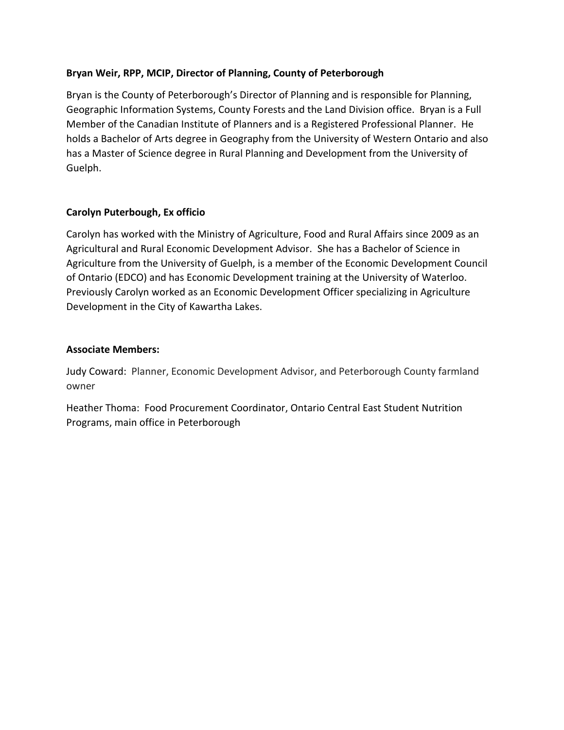**Bryan Weir, RPP, MCIP, Director of Planning, County of Peterborough**

Bryan is the County of Peterborough's Director of Planning and is responsible for Planning, Geographic Information Systems, County Forests and the Land Division office. Bryan is a Full Member of the Canadian Institute of Planners and is a Registered Professional Planner. He holds a Bachelor of Arts degree in Geography from the University of Western Ontario and also has a Master of Science degree in Rural Planning and Development from the University of Guelph.

**Carolyn Puterbough, Ex officio**

Carolyn has worked with the Ministry of Agriculture, Food and Rural Affairs since 2009 as an Agricultural and Rural Economic Development Advisor. She has a Bachelor of Science in Agriculture from the University of Guelph, is a member of the Economic Development Council of Ontario (EDCO) and has Economic Development training at the University of Waterloo. Previously Carolyn worked as an Economic Development Officer specializing in Agriculture Development in the City of Kawartha Lakes.

**Associate Members:**

Judy Coward: Planner, Economic Development Advisor, and Peterborough County farmland owner

Heather Thoma: Food Procurement Coordinator, Ontario Central East Student Nutrition Programs, main office in Peterborough